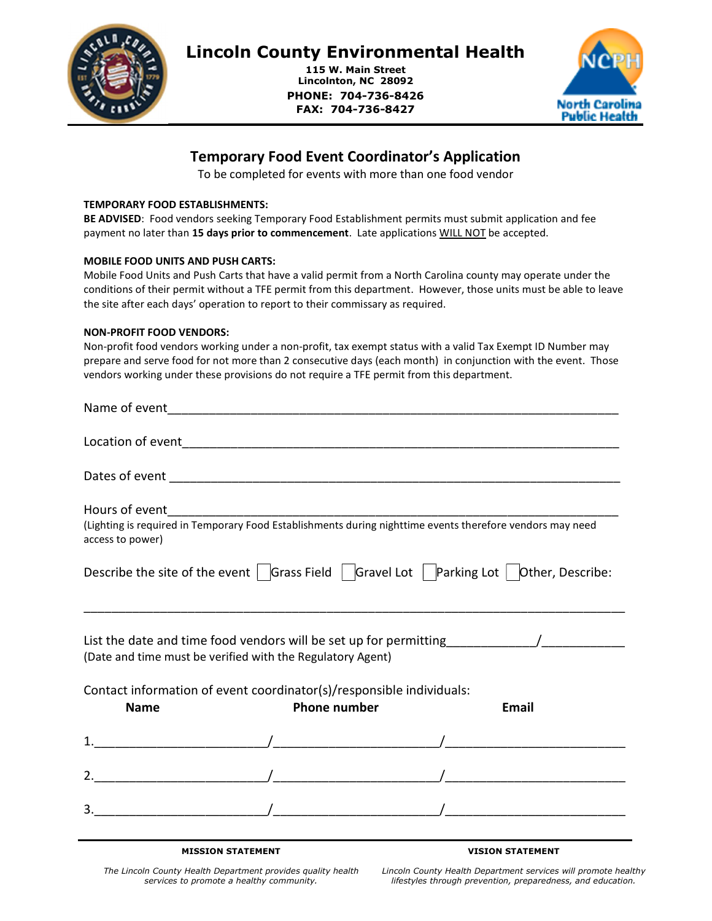# Lincoln County Environmental Health

**115 W. Main Street**
**Lincolnton, NC 28092**
**PHONE: 704-736-8426**
**FAX: 704-736-8427**

## Temporary Food Event Coordinator's Application

To be completed for events with more than one food vendor

**TEMPORARY FOOD ESTABLISHMENTS:**

**BE ADVISED**: Food vendors seeking Temporary Food Establishment permits must submit application and fee payment no later than **15 days prior to commencement**. Late applications WILL NOT be accepted.

**MOBILE FOOD UNITS AND PUSH CARTS:**

Mobile Food Units and Push Carts that have a valid permit from a North Carolina county may operate under the conditions of their permit without a TFE permit from this department. However, those units must be able to leave the site after each days' operation to report to their commissary as required.

**NON-PROFIT FOOD VENDORS:**

Non-profit food vendors working under a non-profit, tax exempt status with a valid Tax Exempt ID Number may prepare and serve food for not more than 2 consecutive days (each month) in conjunction with the event. Those vendors working under these provisions do not require a TFE permit from this department.

Name of event_______________________________________________________________

Location of event_____________________________________________________________

Dates of event _______________________________________________________________

Hours of event_______________________________________________________________

(Lighting is required in Temporary Food Establishments during nighttime events therefore vendors may need access to power)

Describe the site of the event ☐ Grass Field ☐ Gravel Lot ☐ Parking Lot ☐ Other, Describe:

_____________________________________________________________________________

List the date and time food vendors will be set up for permitting____________/___________

(Date and time must be verified with the Regulatory Agent)

Contact information of event coordinator(s)/responsible individuals:

| | Name | Phone number | Email |
|---|---|---|---|
| 1. | | | |
| 2. | | | |
| 3. | | | |

**MISSION STATEMENT**

*The Lincoln County Health Department provides quality health services to promote a healthy community.*

**VISION STATEMENT**

*Lincoln County Health Department services will promote healthy lifestyles through prevention, preparedness, and education.*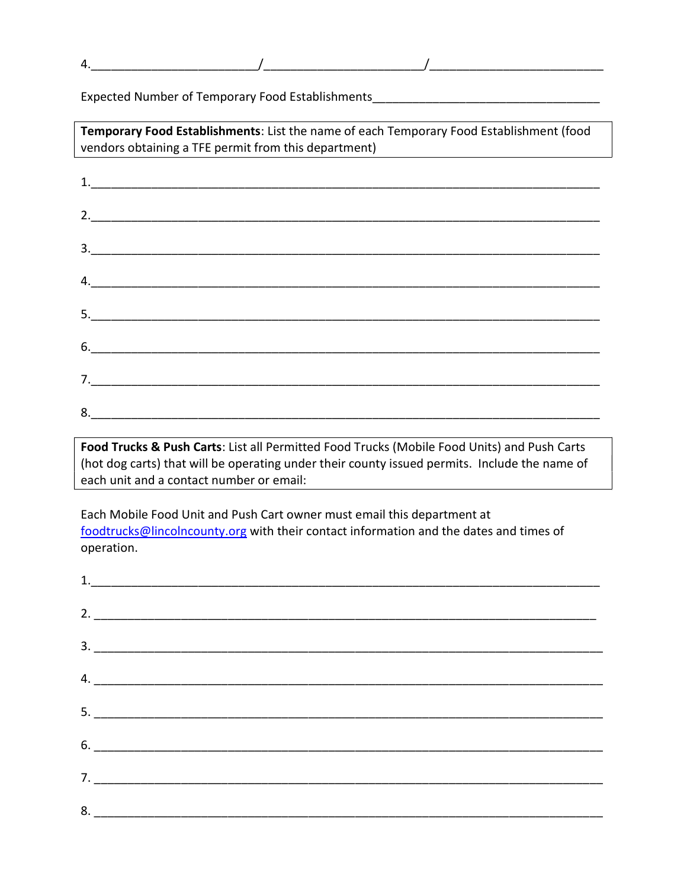4.________________________/______________________/_________________________

Expected Number of Temporary Food Establishments_________________________________

**Temporary Food Establishments**: List the name of each Temporary Food Establishment (food vendors obtaining a TFE permit from this department)

1.___________________________________________________________________________

2.___________________________________________________________________________

3.___________________________________________________________________________

4.___________________________________________________________________________

5.___________________________________________________________________________

6.___________________________________________________________________________

7.___________________________________________________________________________

8.___________________________________________________________________________

**Food Trucks & Push Carts**: List all Permitted Food Trucks (Mobile Food Units) and Push Carts (hot dog carts) that will be operating under their county issued permits. Include the name of each unit and a contact number or email:

Each Mobile Food Unit and Push Cart owner must email this department at foodtrucks@lincolncounty.org with their contact information and the dates and times of operation.

1.___________________________________________________________________________

2. __________________________________________________________________________

3. __________________________________________________________________________

4. __________________________________________________________________________

5. __________________________________________________________________________

6. __________________________________________________________________________

7. __________________________________________________________________________

8. __________________________________________________________________________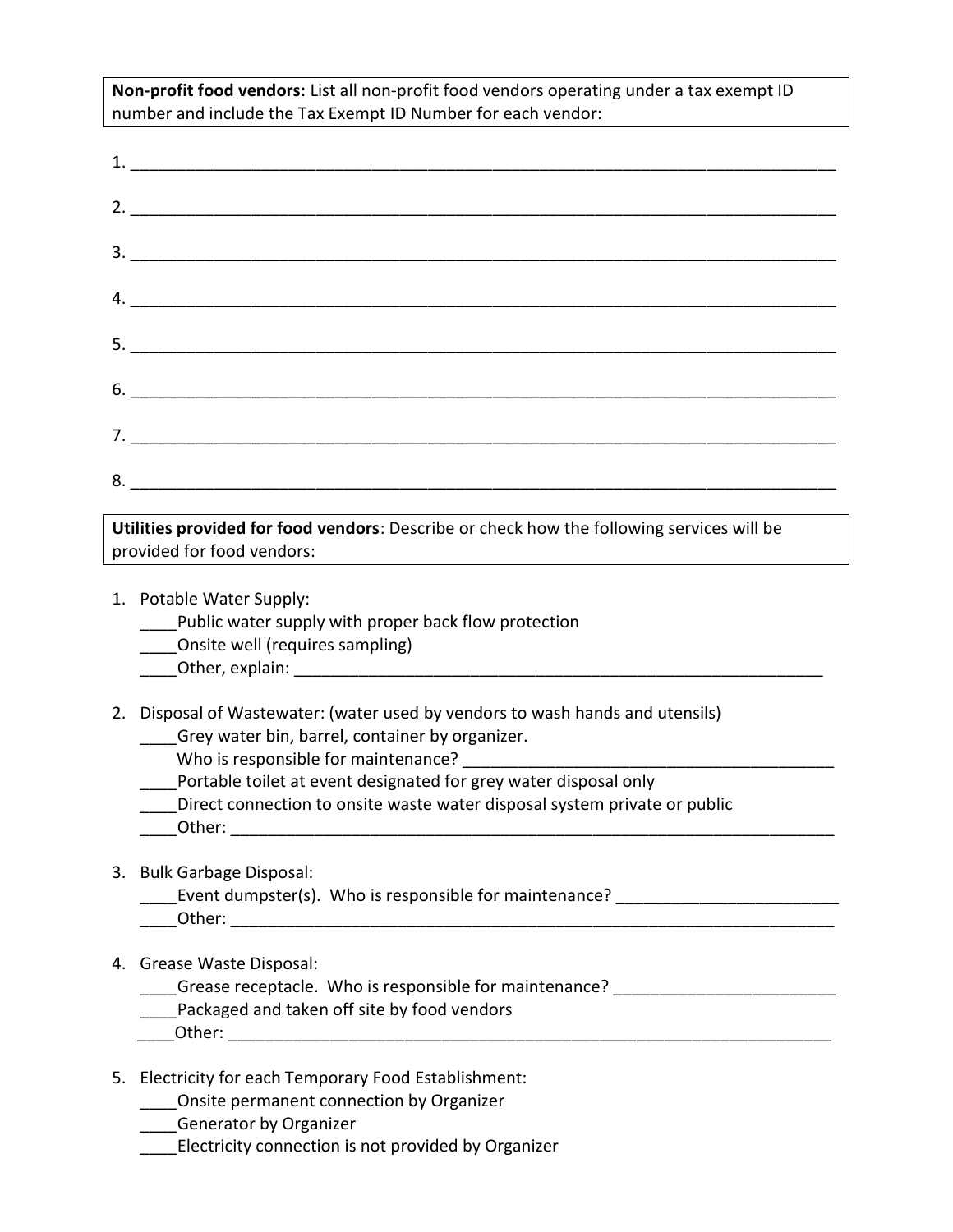**Non-profit food vendors:** List all non-profit food vendors operating under a tax exempt ID number and include the Tax Exempt ID Number for each vendor:

1. ______________________________________________________________________________
2. ______________________________________________________________________________
3. ______________________________________________________________________________
4. ______________________________________________________________________________
5. ______________________________________________________________________________
6. ______________________________________________________________________________
7. ______________________________________________________________________________
8. ______________________________________________________________________________

**Utilities provided for food vendors**: Describe or check how the following services will be provided for food vendors:

1. Potable Water Supply:
   ____Public water supply with proper back flow protection
   ____Onsite well (requires sampling)
   ____Other, explain: ___________________________________________________________

2. Disposal of Wastewater: (water used by vendors to wash hands and utensils)
   ____Grey water bin, barrel, container by organizer.
   Who is responsible for maintenance? ________________________________________
   ____Portable toilet at event designated for grey water disposal only
   ____Direct connection to onsite waste water disposal system private or public
   ____Other: ___________________________________________________________________

3. Bulk Garbage Disposal:
   ____Event dumpster(s). Who is responsible for maintenance? _______________________
   ____Other: ___________________________________________________________________

4. Grease Waste Disposal:
   ____Grease receptacle. Who is responsible for maintenance? _______________________
   ____Packaged and taken off site by food vendors
   ____Other: ___________________________________________________________________

5. Electricity for each Temporary Food Establishment:
   ____Onsite permanent connection by Organizer
   ____Generator by Organizer
   ____Electricity connection is not provided by Organizer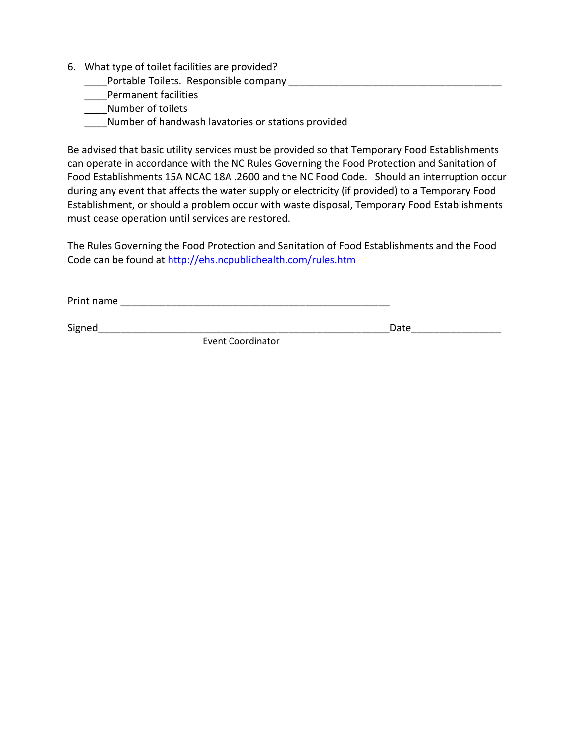6. What type of toilet facilities are provided?
   ____Portable Toilets. Responsible company ______________________________________
   ____Permanent facilities
   ____Number of toilets
   ____Number of handwash lavatories or stations provided

Be advised that basic utility services must be provided so that Temporary Food Establishments can operate in accordance with the NC Rules Governing the Food Protection and Sanitation of Food Establishments 15A NCAC 18A .2600 and the NC Food Code. Should an interruption occur during any event that affects the water supply or electricity (if provided) to a Temporary Food Establishment, or should a problem occur with waste disposal, Temporary Food Establishments must cease operation until services are restored.

The Rules Governing the Food Protection and Sanitation of Food Establishments and the Food Code can be found at http://ehs.ncpublichealth.com/rules.htm

Print name ________________________________________________

Signed_____________________________________________________Date________________
Event Coordinator